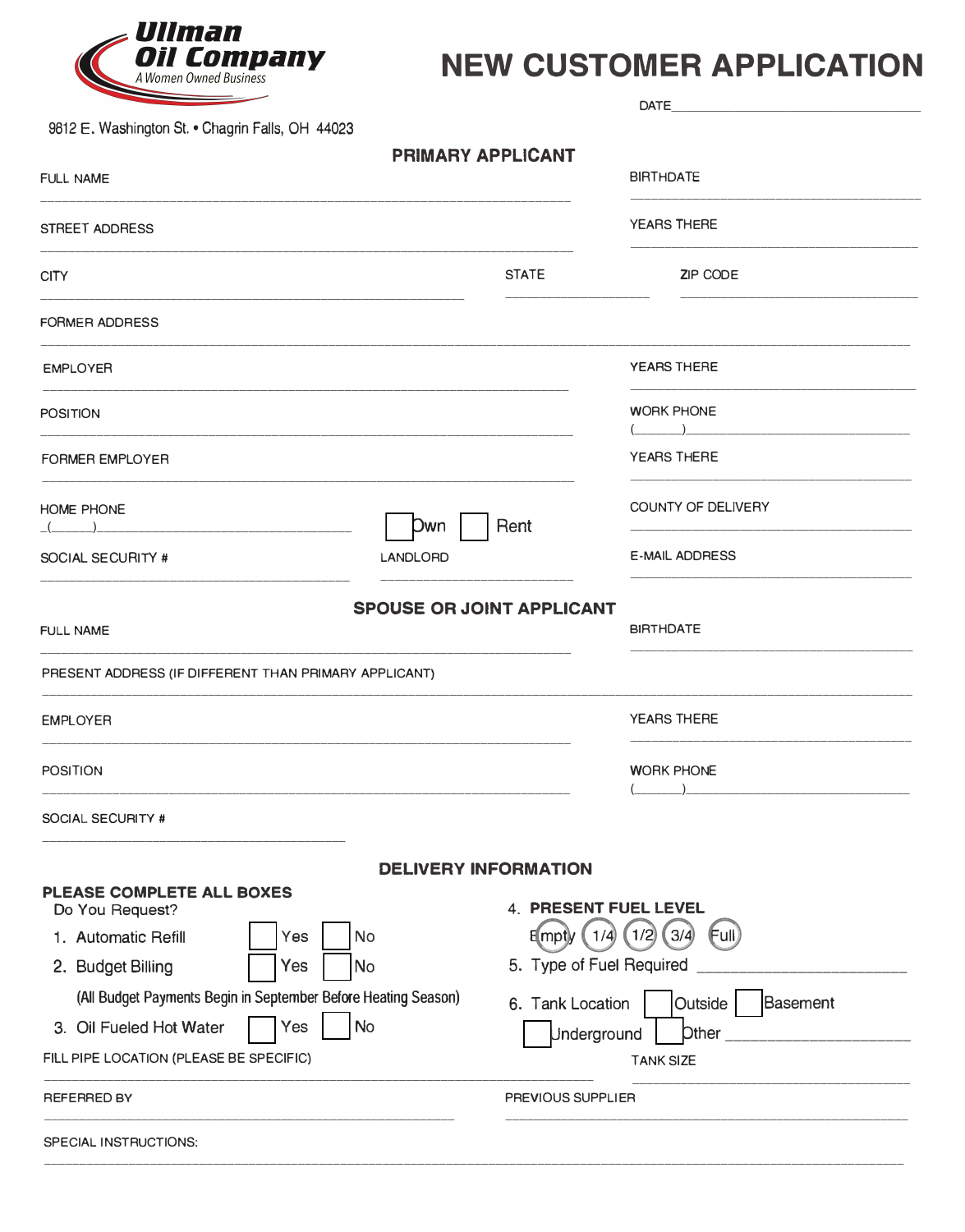**Ullman Oil Company**
*A Women Owned Business*

# NEW CUSTOMER APPLICATION

DATE\_\_\_\_\_\_\_\_\_\_\_\_\_\_\_\_\_\_\_\_\_\_\_\_\_\_\_\_

9812 E. Washington St. • Chagrin Falls, OH 44023

## PRIMARY APPLICANT

FULL NAME \_\_\_\_\_\_\_\_\_\_\_\_\_\_\_\_\_\_\_\_\_\_\_\_\_\_\_\_ BIRTHDATE \_\_\_\_\_\_\_\_\_\_\_\_\_\_\_\_

STREET ADDRESS \_\_\_\_\_\_\_\_\_\_\_\_\_\_\_\_\_\_\_\_\_\_\_\_\_\_\_\_ YEARS THERE \_\_\_\_\_\_\_\_\_\_\_\_\_\_\_\_

CITY \_\_\_\_\_\_\_\_\_\_\_\_\_\_\_\_\_\_\_\_ STATE \_\_\_\_\_\_\_\_ ZIP CODE \_\_\_\_\_\_\_\_\_\_\_\_

FORMER ADDRESS \_\_\_\_\_\_\_\_\_\_\_\_\_\_\_\_\_\_\_\_\_\_\_\_\_\_\_\_\_\_\_\_\_\_\_\_\_\_\_\_

EMPLOYER \_\_\_\_\_\_\_\_\_\_\_\_\_\_\_\_\_\_\_\_\_\_\_\_\_\_\_\_ YEARS THERE \_\_\_\_\_\_\_\_\_\_\_\_\_\_\_\_

POSITION \_\_\_\_\_\_\_\_\_\_\_\_\_\_\_\_\_\_\_\_\_\_\_\_\_\_\_\_ WORK PHONE (\_\_\_\_\_\_)\_\_\_\_\_\_\_\_\_\_\_\_\_\_

FORMER EMPLOYER \_\_\_\_\_\_\_\_\_\_\_\_\_\_\_\_\_\_\_\_\_\_\_\_\_\_\_\_ YEARS THERE \_\_\_\_\_\_\_\_\_\_\_\_\_\_\_\_

HOME PHONE (\_\_\_\_\_\_)\_\_\_\_\_\_\_\_\_\_\_\_\_\_ ☐ Own ☐ Rent COUNTY OF DELIVERY \_\_\_\_\_\_\_\_\_\_\_\_\_\_\_\_

SOCIAL SECURITY # \_\_\_\_\_\_\_\_\_\_\_\_\_\_\_\_ LANDLORD \_\_\_\_\_\_\_\_\_\_\_\_\_\_\_\_ E-MAIL ADDRESS \_\_\_\_\_\_\_\_\_\_\_\_\_\_\_\_

## SPOUSE OR JOINT APPLICANT

FULL NAME \_\_\_\_\_\_\_\_\_\_\_\_\_\_\_\_\_\_\_\_\_\_\_\_\_\_\_\_ BIRTHDATE \_\_\_\_\_\_\_\_\_\_\_\_\_\_\_\_

PRESENT ADDRESS (IF DIFFERENT THAN PRIMARY APPLICANT) \_\_\_\_\_\_\_\_\_\_\_\_\_\_\_\_\_\_\_\_\_\_\_\_\_\_\_\_

EMPLOYER \_\_\_\_\_\_\_\_\_\_\_\_\_\_\_\_\_\_\_\_\_\_\_\_\_\_\_\_ YEARS THERE \_\_\_\_\_\_\_\_\_\_\_\_\_\_\_\_

POSITION \_\_\_\_\_\_\_\_\_\_\_\_\_\_\_\_\_\_\_\_\_\_\_\_\_\_\_\_ WORK PHONE (\_\_\_\_\_\_)\_\_\_\_\_\_\_\_\_\_\_\_\_\_

SOCIAL SECURITY # \_\_\_\_\_\_\_\_\_\_\_\_\_\_\_\_

## DELIVERY INFORMATION

**PLEASE COMPLETE ALL BOXES**

Do You Request?

1. Automatic Refill ☐ Yes ☐ No
2. Budget Billing ☐ Yes ☐ No

   (All Budget Payments Begin in September Before Heating Season)
3. Oil Fueled Hot Water ☐ Yes ☐ No
4. **PRESENT FUEL LEVEL**

   Empty 1/4 1/2 3/4 Full
5. Type of Fuel Required \_\_\_\_\_\_\_\_\_\_\_\_\_\_\_\_
6. Tank Location ☐ Outside ☐ Basement ☐ Underground ☐ Other \_\_\_\_\_\_\_\_\_\_\_\_

FILL PIPE LOCATION (PLEASE BE SPECIFIC) \_\_\_\_\_\_\_\_\_\_\_\_\_\_\_\_\_\_\_\_\_\_\_\_\_\_\_\_

TANK SIZE \_\_\_\_\_\_\_\_\_\_\_\_\_\_\_\_

REFERRED BY \_\_\_\_\_\_\_\_\_\_\_\_\_\_\_\_\_\_\_\_\_\_\_\_ PREVIOUS SUPPLIER \_\_\_\_\_\_\_\_\_\_\_\_\_\_\_\_\_\_\_\_\_\_\_\_

SPECIAL INSTRUCTIONS: \_\_\_\_\_\_\_\_\_\_\_\_\_\_\_\_\_\_\_\_\_\_\_\_\_\_\_\_\_\_\_\_\_\_\_\_\_\_\_\_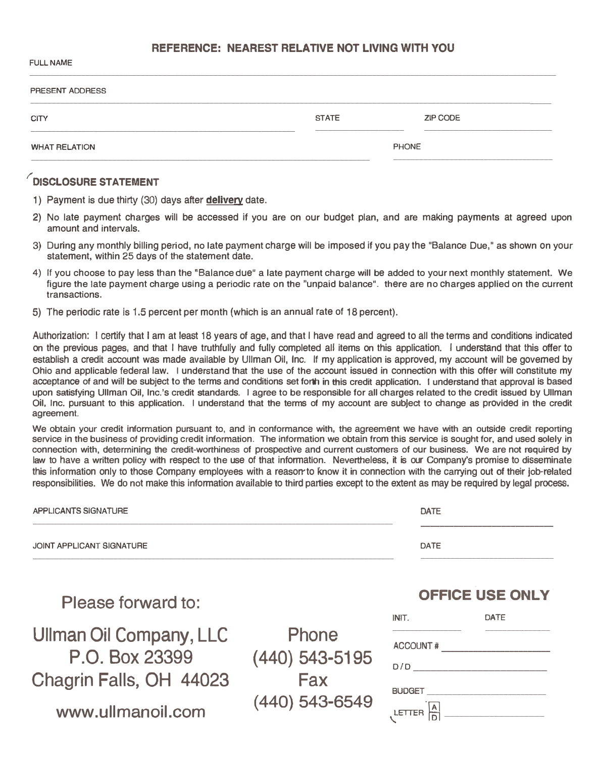## REFERENCE: NEAREST RELATIVE NOT LIVING WITH YOU

FULL NAME ______________________________________________

PRESENT ADDRESS ______________________________________________

CITY ______________________ STATE __________ ZIP CODE __________

WHAT RELATION ______________________ PHONE __________

## DISCLOSURE STATEMENT

1) Payment is due thirty (30) days after **delivery** date.
2) No late payment charges will be accessed if you are on our budget plan, and are making payments at agreed upon amount and intervals.
3) During any monthly billing period, no late payment charge will be imposed if you pay the "Balance Due," as shown on your statement, within 25 days of the statement date.
4) If you choose to pay less than the "Balance due" a late payment charge will be added to your next monthly statement. We figure the late payment charge using a periodic rate on the "unpaid balance". there are no charges applied on the current transactions.
5) The periodic rate is 1.5 percent per month (which is an annual rate of 18 percent).

Authorization: I certify that I am at least 18 years of age, and that I have read and agreed to all the terms and conditions indicated on the previous pages, and that I have truthfully and fully completed all items on this application. I understand that this offer to establish a credit account was made available by Ullman Oil, Inc. If my application is approved, my account will be governed by Ohio and applicable federal law. I understand that the use of the account issued in connection with this offer will constitute my acceptance of and will be subject to the terms and conditions set forth in this credit application. I understand that approval is based upon satisfying Ullman Oil, Inc.'s credit standards. I agree to be responsible for all charges related to the credit issued by Ullman Oil, Inc. pursuant to this application. I understand that the terms of my account are subject to change as provided in the credit agreement.

We obtain your credit information pursuant to, and in conformance with, the agreement we have with an outside credit reporting service in the business of providing credit information. The information we obtain from this service is sought for, and used solely in connection with, determining the credit-worthiness of prospective and current customers of our business. We are not required by law to have a written policy with respect to the use of that information. Nevertheless, it is our Company's promise to disseminate this information only to those Company employees with a reason to know it in connection with the carrying out of their job-related responsibilities. We do not make this information available to third parties except to the extent as may be required by legal process.

APPLICANTS SIGNATURE ______________________ DATE __________

JOINT APPLICANT SIGNATURE ______________________ DATE __________

Please forward to:

Ullman Oil Company, LLC
P.O. Box 23399
Chagrin Falls, OH 44023

www.ullmanoil.com

Phone
(440) 543-5195
Fax
(440) 543-6549

### OFFICE USE ONLY

INIT. __________ DATE __________

ACCOUNT # __________

D / D __________

BUDGET __________

LETTER A/D __________